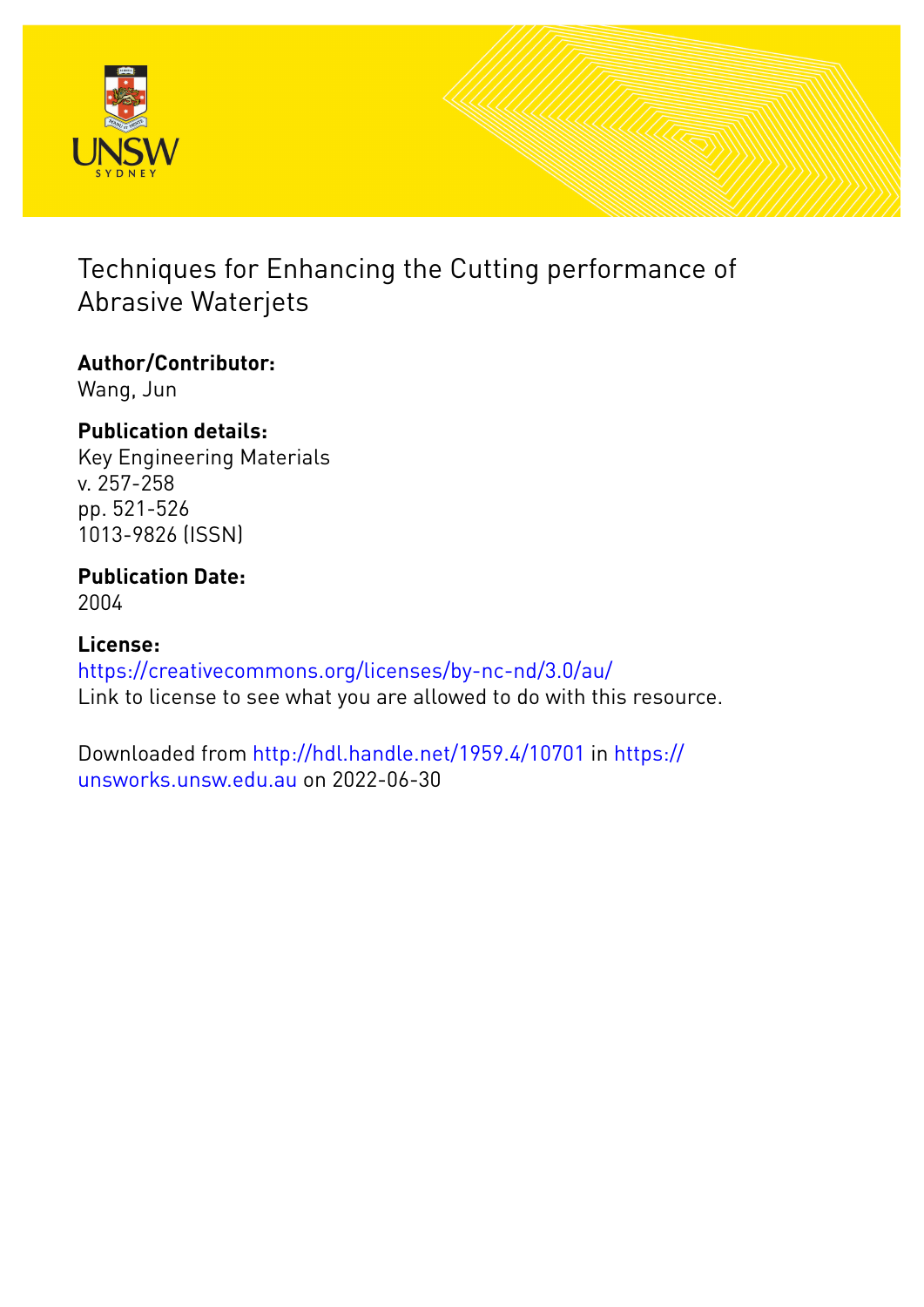# Techniques for Enhancing the Cutting performance of Abrasive Waterjets

**Author/Contributor:**
Wang, Jun

**Publication details:**
Key Engineering Materials
v. 257-258
pp. 521-526
1013-9826 (ISSN)

**Publication Date:**
2004

**License:**
https://creativecommons.org/licenses/by-nc-nd/3.0/au/
Link to license to see what you are allowed to do with this resource.

Downloaded from http://hdl.handle.net/1959.4/10701 in https://unsworks.unsw.edu.au on 2022-06-30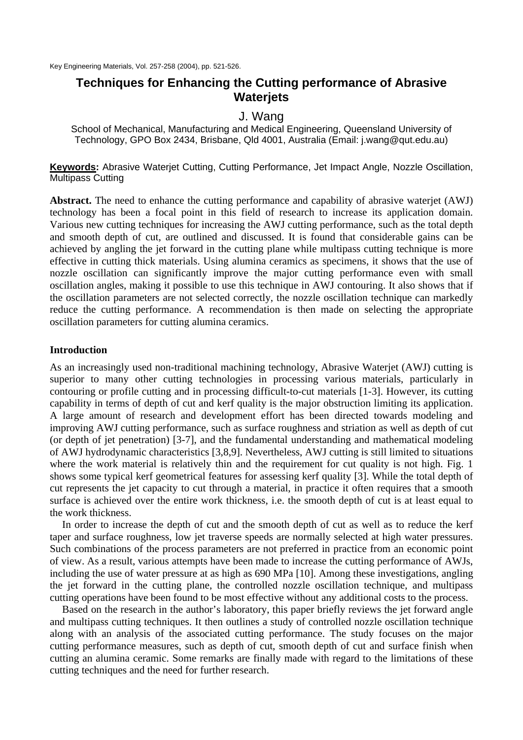# Techniques for Enhancing the Cutting performance of Abrasive Waterjets

J. Wang

School of Mechanical, Manufacturing and Medical Engineering, Queensland University of Technology, GPO Box 2434, Brisbane, Qld 4001, Australia (Email: j.wang@qut.edu.au)

**Keywords:** Abrasive Waterjet Cutting, Cutting Performance, Jet Impact Angle, Nozzle Oscillation, Multipass Cutting

**Abstract.** The need to enhance the cutting performance and capability of abrasive waterjet (AWJ) technology has been a focal point in this field of research to increase its application domain. Various new cutting techniques for increasing the AWJ cutting performance, such as the total depth and smooth depth of cut, are outlined and discussed. It is found that considerable gains can be achieved by angling the jet forward in the cutting plane while multipass cutting technique is more effective in cutting thick materials. Using alumina ceramics as specimens, it shows that the use of nozzle oscillation can significantly improve the major cutting performance even with small oscillation angles, making it possible to use this technique in AWJ contouring. It also shows that if the oscillation parameters are not selected correctly, the nozzle oscillation technique can markedly reduce the cutting performance. A recommendation is then made on selecting the appropriate oscillation parameters for cutting alumina ceramics.

## Introduction

As an increasingly used non-traditional machining technology, Abrasive Waterjet (AWJ) cutting is superior to many other cutting technologies in processing various materials, particularly in contouring or profile cutting and in processing difficult-to-cut materials [1-3]. However, its cutting capability in terms of depth of cut and kerf quality is the major obstruction limiting its application. A large amount of research and development effort has been directed towards modeling and improving AWJ cutting performance, such as surface roughness and striation as well as depth of cut (or depth of jet penetration) [3-7], and the fundamental understanding and mathematical modeling of AWJ hydrodynamic characteristics [3,8,9]. Nevertheless, AWJ cutting is still limited to situations where the work material is relatively thin and the requirement for cut quality is not high. Fig. 1 shows some typical kerf geometrical features for assessing kerf quality [3]. While the total depth of cut represents the jet capacity to cut through a material, in practice it often requires that a smooth surface is achieved over the entire work thickness, i.e. the smooth depth of cut is at least equal to the work thickness.

In order to increase the depth of cut and the smooth depth of cut as well as to reduce the kerf taper and surface roughness, low jet traverse speeds are normally selected at high water pressures. Such combinations of the process parameters are not preferred in practice from an economic point of view. As a result, various attempts have been made to increase the cutting performance of AWJs, including the use of water pressure at as high as 690 MPa [10]. Among these investigations, angling the jet forward in the cutting plane, the controlled nozzle oscillation technique, and multipass cutting operations have been found to be most effective without any additional costs to the process.

Based on the research in the author's laboratory, this paper briefly reviews the jet forward angle and multipass cutting techniques. It then outlines a study of controlled nozzle oscillation technique along with an analysis of the associated cutting performance. The study focuses on the major cutting performance measures, such as depth of cut, smooth depth of cut and surface finish when cutting an alumina ceramic. Some remarks are finally made with regard to the limitations of these cutting techniques and the need for further research.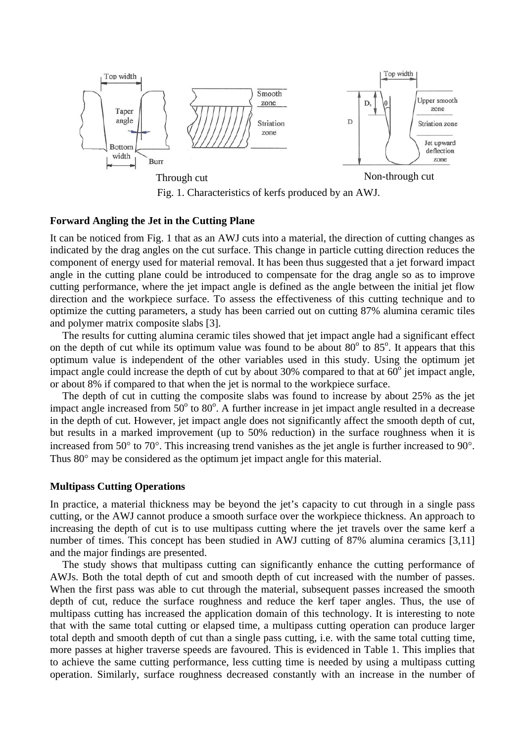Through cut

Non-through cut

Fig. 1. Characteristics of kerfs produced by an AWJ.

**Forward Angling the Jet in the Cutting Plane**

It can be noticed from Fig. 1 that as an AWJ cuts into a material, the direction of cutting changes as indicated by the drag angles on the cut surface. This change in particle cutting direction reduces the component of energy used for material removal. It has been thus suggested that a jet forward impact angle in the cutting plane could be introduced to compensate for the drag angle so as to improve cutting performance, where the jet impact angle is defined as the angle between the initial jet flow direction and the workpiece surface. To assess the effectiveness of this cutting technique and to optimize the cutting parameters, a study has been carried out on cutting 87% alumina ceramic tiles and polymer matrix composite slabs [3].

The results for cutting alumina ceramic tiles showed that jet impact angle had a significant effect on the depth of cut while its optimum value was found to be about $80^o$ to $85^o$. It appears that this optimum value is independent of the other variables used in this study. Using the optimum jet impact angle could increase the depth of cut by about 30% compared to that at $60^o$ jet impact angle, or about 8% if compared to that when the jet is normal to the workpiece surface.

The depth of cut in cutting the composite slabs was found to increase by about 25% as the jet impact angle increased from $50^o$ to $80^o$. A further increase in jet impact angle resulted in a decrease in the depth of cut. However, jet impact angle does not significantly affect the smooth depth of cut, but results in a marked improvement (up to 50% reduction) in the surface roughness when it is increased from 50° to 70°. This increasing trend vanishes as the jet angle is further increased to 90°. Thus 80° may be considered as the optimum jet impact angle for this material.

**Multipass Cutting Operations**

In practice, a material thickness may be beyond the jet's capacity to cut through in a single pass cutting, or the AWJ cannot produce a smooth surface over the workpiece thickness. An approach to increasing the depth of cut is to use multipass cutting where the jet travels over the same kerf a number of times. This concept has been studied in AWJ cutting of 87% alumina ceramics [3,11] and the major findings are presented.

The study shows that multipass cutting can significantly enhance the cutting performance of AWJs. Both the total depth of cut and smooth depth of cut increased with the number of passes. When the first pass was able to cut through the material, subsequent passes increased the smooth depth of cut, reduce the surface roughness and reduce the kerf taper angles. Thus, the use of multipass cutting has increased the application domain of this technology. It is interesting to note that with the same total cutting or elapsed time, a multipass cutting operation can produce larger total depth and smooth depth of cut than a single pass cutting, i.e. with the same total cutting time, more passes at higher traverse speeds are favoured. This is evidenced in Table 1. This implies that to achieve the same cutting performance, less cutting time is needed by using a multipass cutting operation. Similarly, surface roughness decreased constantly with an increase in the number of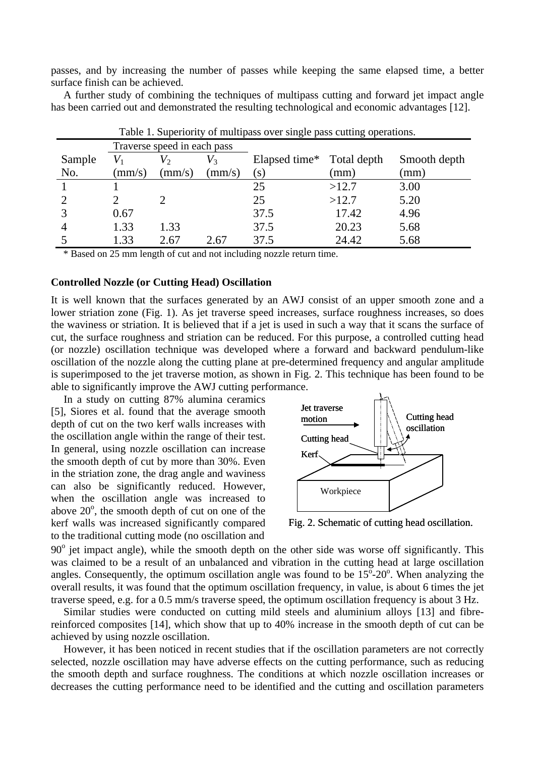passes, and by increasing the number of passes while keeping the same elapsed time, a better surface finish can be achieved.

A further study of combining the techniques of multipass cutting and forward jet impact angle has been carried out and demonstrated the resulting technological and economic advantages [12].

Table 1. Superiority of multipass over single pass cutting operations.

| Sample No. | Traverse speed in each pass $V_1$ (mm/s) | $V_2$ (mm/s) | $V_3$ (mm/s) | Elapsed time* (s) | Total depth (mm) | Smooth depth (mm) |
|---|---|---|---|---|---|---|
| 1 | 1 | | | 25 | >12.7 | 3.00 |
| 2 | 2 | 2 | | 25 | >12.7 | 5.20 |
| 3 | 0.67 | | | 37.5 | 17.42 | 4.96 |
| 4 | 1.33 | 1.33 | | 37.5 | 20.23 | 5.68 |
| 5 | 1.33 | 2.67 | 2.67 | 37.5 | 24.42 | 5.68 |

\* Based on 25 mm length of cut and not including nozzle return time.

**Controlled Nozzle (or Cutting Head) Oscillation**

It is well known that the surfaces generated by an AWJ consist of an upper smooth zone and a lower striation zone (Fig. 1). As jet traverse speed increases, surface roughness increases, so does the waviness or striation. It is believed that if a jet is used in such a way that it scans the surface of cut, the surface roughness and striation can be reduced. For this purpose, a controlled cutting head (or nozzle) oscillation technique was developed where a forward and backward pendulum-like oscillation of the nozzle along the cutting plane at pre-determined frequency and angular amplitude is superimposed to the jet traverse motion, as shown in Fig. 2. This technique has been found to be able to significantly improve the AWJ cutting performance.

In a study on cutting 87% alumina ceramics [5], Siores et al. found that the average smooth depth of cut on the two kerf walls increases with the oscillation angle within the range of their test. In general, using nozzle oscillation can increase the smooth depth of cut by more than 30%. Even in the striation zone, the drag angle and waviness can also be significantly reduced. However, when the oscillation angle was increased to above 20°, the smooth depth of cut on one of the kerf walls was increased significantly compared to the traditional cutting mode (no oscillation and 90° jet impact angle), while the smooth depth on the other side was worse off significantly. This was claimed to be a result of an unbalanced and vibration in the cutting head at large oscillation angles. Consequently, the optimum oscillation angle was found to be 15°-20°. When analyzing the overall results, it was found that the optimum oscillation frequency, in value, is about 6 times the jet traverse speed, e.g. for a 0.5 mm/s traverse speed, the optimum oscillation frequency is about 3 Hz.

Fig. 2. Schematic of cutting head oscillation.

Similar studies were conducted on cutting mild steels and aluminium alloys [13] and fibre-reinforced composites [14], which show that up to 40% increase in the smooth depth of cut can be achieved by using nozzle oscillation.

However, it has been noticed in recent studies that if the oscillation parameters are not correctly selected, nozzle oscillation may have adverse effects on the cutting performance, such as reducing the smooth depth and surface roughness. The conditions at which nozzle oscillation increases or decreases the cutting performance need to be identified and the cutting and oscillation parameters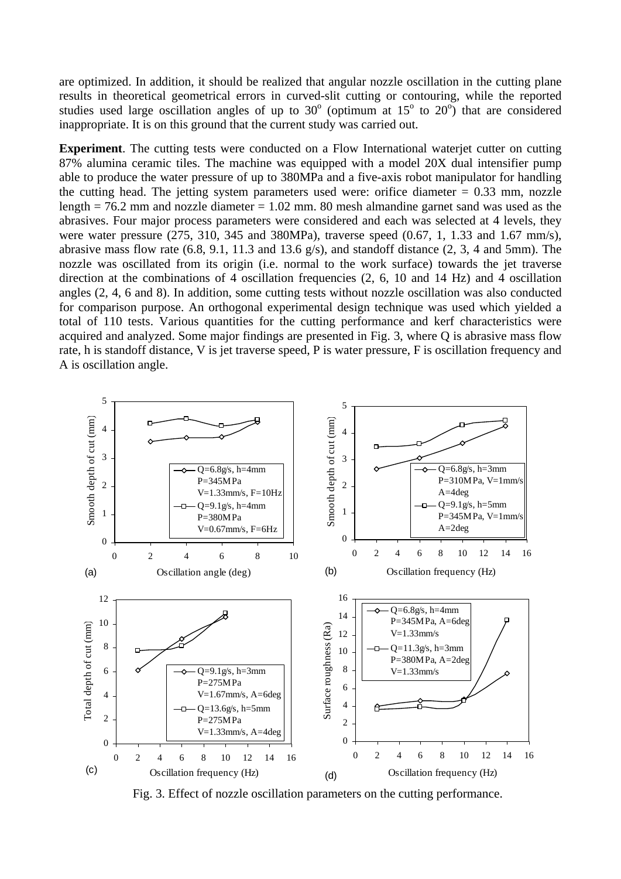are optimized. In addition, it should be realized that angular nozzle oscillation in the cutting plane results in theoretical geometrical errors in curved-slit cutting or contouring, while the reported studies used large oscillation angles of up to $30^o$ (optimum at $15^o$ to $20^o$) that are considered inappropriate. It is on this ground that the current study was carried out.

**Experiment**. The cutting tests were conducted on a Flow International waterjet cutter on cutting 87% alumina ceramic tiles. The machine was equipped with a model 20X dual intensifier pump able to produce the water pressure of up to 380MPa and a five-axis robot manipulator for handling the cutting head. The jetting system parameters used were: orifice diameter = 0.33 mm, nozzle length = 76.2 mm and nozzle diameter = 1.02 mm. 80 mesh almandine garnet sand was used as the abrasives. Four major process parameters were considered and each was selected at 4 levels, they were water pressure (275, 310, 345 and 380MPa), traverse speed (0.67, 1, 1.33 and 1.67 mm/s), abrasive mass flow rate (6.8, 9.1, 11.3 and 13.6 g/s), and standoff distance (2, 3, 4 and 5mm). The nozzle was oscillated from its origin (i.e. normal to the work surface) towards the jet traverse direction at the combinations of 4 oscillation frequencies (2, 6, 10 and 14 Hz) and 4 oscillation angles (2, 4, 6 and 8). In addition, some cutting tests without nozzle oscillation was also conducted for comparison purpose. An orthogonal experimental design technique was used which yielded a total of 110 tests. Various quantities for the cutting performance and kerf characteristics were acquired and analyzed. Some major findings are presented in Fig. 3, where Q is abrasive mass flow rate, h is standoff distance, V is jet traverse speed, P is water pressure, F is oscillation frequency and A is oscillation angle.

Fig. 3. Effect of nozzle oscillation parameters on the cutting performance.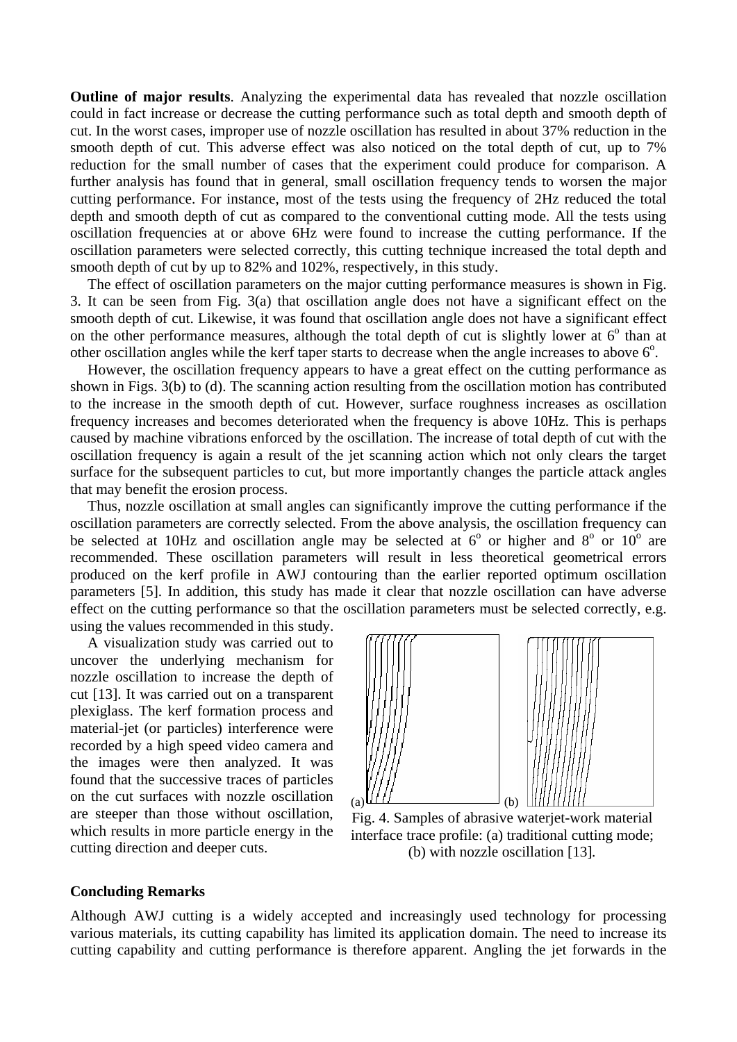**Outline of major results**. Analyzing the experimental data has revealed that nozzle oscillation could in fact increase or decrease the cutting performance such as total depth and smooth depth of cut. In the worst cases, improper use of nozzle oscillation has resulted in about 37% reduction in the smooth depth of cut. This adverse effect was also noticed on the total depth of cut, up to 7% reduction for the small number of cases that the experiment could produce for comparison. A further analysis has found that in general, small oscillation frequency tends to worsen the major cutting performance. For instance, most of the tests using the frequency of 2Hz reduced the total depth and smooth depth of cut as compared to the conventional cutting mode. All the tests using oscillation frequencies at or above 6Hz were found to increase the cutting performance. If the oscillation parameters were selected correctly, this cutting technique increased the total depth and smooth depth of cut by up to 82% and 102%, respectively, in this study.

The effect of oscillation parameters on the major cutting performance measures is shown in Fig. 3. It can be seen from Fig. 3(a) that oscillation angle does not have a significant effect on the smooth depth of cut. Likewise, it was found that oscillation angle does not have a significant effect on the other performance measures, although the total depth of cut is slightly lower at $6^o$ than at other oscillation angles while the kerf taper starts to decrease when the angle increases to above $6^o$.

However, the oscillation frequency appears to have a great effect on the cutting performance as shown in Figs. 3(b) to (d). The scanning action resulting from the oscillation motion has contributed to the increase in the smooth depth of cut. However, surface roughness increases as oscillation frequency increases and becomes deteriorated when the frequency is above 10Hz. This is perhaps caused by machine vibrations enforced by the oscillation. The increase of total depth of cut with the oscillation frequency is again a result of the jet scanning action which not only clears the target surface for the subsequent particles to cut, but more importantly changes the particle attack angles that may benefit the erosion process.

Thus, nozzle oscillation at small angles can significantly improve the cutting performance if the oscillation parameters are correctly selected. From the above analysis, the oscillation frequency can be selected at 10Hz and oscillation angle may be selected at $6^o$ or higher and $8^o$ or $10^o$ are recommended. These oscillation parameters will result in less theoretical geometrical errors produced on the kerf profile in AWJ contouring than the earlier reported optimum oscillation parameters [5]. In addition, this study has made it clear that nozzle oscillation can have adverse effect on the cutting performance so that the oscillation parameters must be selected correctly, e.g. using the values recommended in this study.

A visualization study was carried out to uncover the underlying mechanism for nozzle oscillation to increase the depth of cut [13]. It was carried out on a transparent plexiglass. The kerf formation process and material-jet (or particles) interference were recorded by a high speed video camera and the images were then analyzed. It was found that the successive traces of particles on the cut surfaces with nozzle oscillation are steeper than those without oscillation, which results in more particle energy in the cutting direction and deeper cuts.

Fig. 4. Samples of abrasive waterjet-work material interface trace profile: (a) traditional cutting mode; (b) with nozzle oscillation [13].

## Concluding Remarks

Although AWJ cutting is a widely accepted and increasingly used technology for processing various materials, its cutting capability has limited its application domain. The need to increase its cutting capability and cutting performance is therefore apparent. Angling the jet forwards in the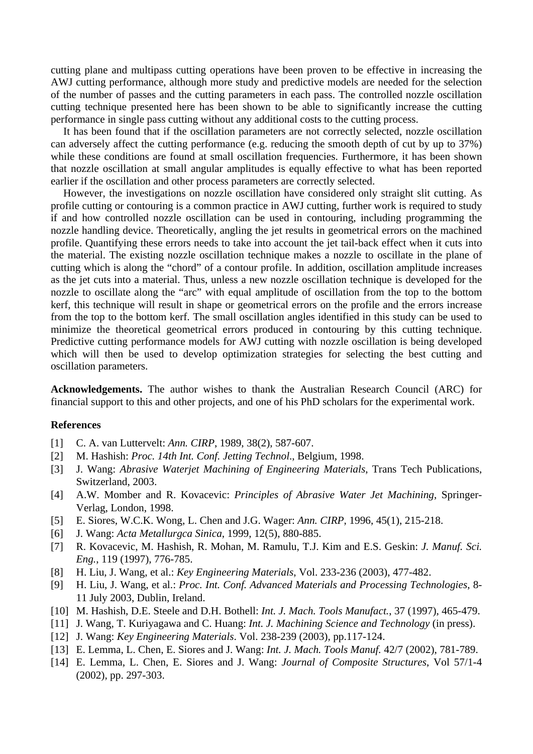cutting plane and multipass cutting operations have been proven to be effective in increasing the AWJ cutting performance, although more study and predictive models are needed for the selection of the number of passes and the cutting parameters in each pass. The controlled nozzle oscillation cutting technique presented here has been shown to be able to significantly increase the cutting performance in single pass cutting without any additional costs to the cutting process.

It has been found that if the oscillation parameters are not correctly selected, nozzle oscillation can adversely affect the cutting performance (e.g. reducing the smooth depth of cut by up to 37%) while these conditions are found at small oscillation frequencies. Furthermore, it has been shown that nozzle oscillation at small angular amplitudes is equally effective to what has been reported earlier if the oscillation and other process parameters are correctly selected.

However, the investigations on nozzle oscillation have considered only straight slit cutting. As profile cutting or contouring is a common practice in AWJ cutting, further work is required to study if and how controlled nozzle oscillation can be used in contouring, including programming the nozzle handling device. Theoretically, angling the jet results in geometrical errors on the machined profile. Quantifying these errors needs to take into account the jet tail-back effect when it cuts into the material. The existing nozzle oscillation technique makes a nozzle to oscillate in the plane of cutting which is along the "chord" of a contour profile. In addition, oscillation amplitude increases as the jet cuts into a material. Thus, unless a new nozzle oscillation technique is developed for the nozzle to oscillate along the "arc" with equal amplitude of oscillation from the top to the bottom kerf, this technique will result in shape or geometrical errors on the profile and the errors increase from the top to the bottom kerf. The small oscillation angles identified in this study can be used to minimize the theoretical geometrical errors produced in contouring by this cutting technique. Predictive cutting performance models for AWJ cutting with nozzle oscillation is being developed which will then be used to develop optimization strategies for selecting the best cutting and oscillation parameters.

**Acknowledgements.** The author wishes to thank the Australian Research Council (ARC) for financial support to this and other projects, and one of his PhD scholars for the experimental work.

**References**

[1] C. A. van Luttervelt: *Ann. CIRP*, 1989, 38(2), 587-607.

[2] M. Hashish: *Proc. 14th Int. Conf. Jetting Technol*., Belgium, 1998.

[3] J. Wang: *Abrasive Waterjet Machining of Engineering Materials*, Trans Tech Publications, Switzerland, 2003.

[4] A.W. Momber and R. Kovacevic: *Principles of Abrasive Water Jet Machining*, Springer-Verlag, London, 1998.

[5] E. Siores, W.C.K. Wong, L. Chen and J.G. Wager: *Ann. CIRP*, 1996, 45(1), 215-218.

[6] J. Wang: *Acta Metallurgca Sinica*, 1999, 12(5), 880-885.

[7] R. Kovacevic, M. Hashish, R. Mohan, M. Ramulu, T.J. Kim and E.S. Geskin: *J. Manuf. Sci. Eng.*, 119 (1997), 776-785.

[8] H. Liu, J. Wang, et al.: *Key Engineering Materials*, Vol. 233-236 (2003), 477-482.

[9] H. Liu, J. Wang, et al.: *Proc. Int. Conf. Advanced Materials and Processing Technologies*, 8-11 July 2003, Dublin, Ireland.

[10] M. Hashish, D.E. Steele and D.H. Bothell: *Int. J. Mach. Tools Manufact.*, 37 (1997), 465-479.

[11] J. Wang, T. Kuriyagawa and C. Huang: *Int. J. Machining Science and Technology* (in press).

[12] J. Wang: *Key Engineering Materials*. Vol. 238-239 (2003), pp.117-124.

[13] E. Lemma, L. Chen, E. Siores and J. Wang: *Int. J. Mach. Tools Manuf.* 42/7 (2002), 781-789.

[14] E. Lemma, L. Chen, E. Siores and J. Wang: *Journal of Composite Structures*, Vol 57/1-4 (2002), pp. 297-303.